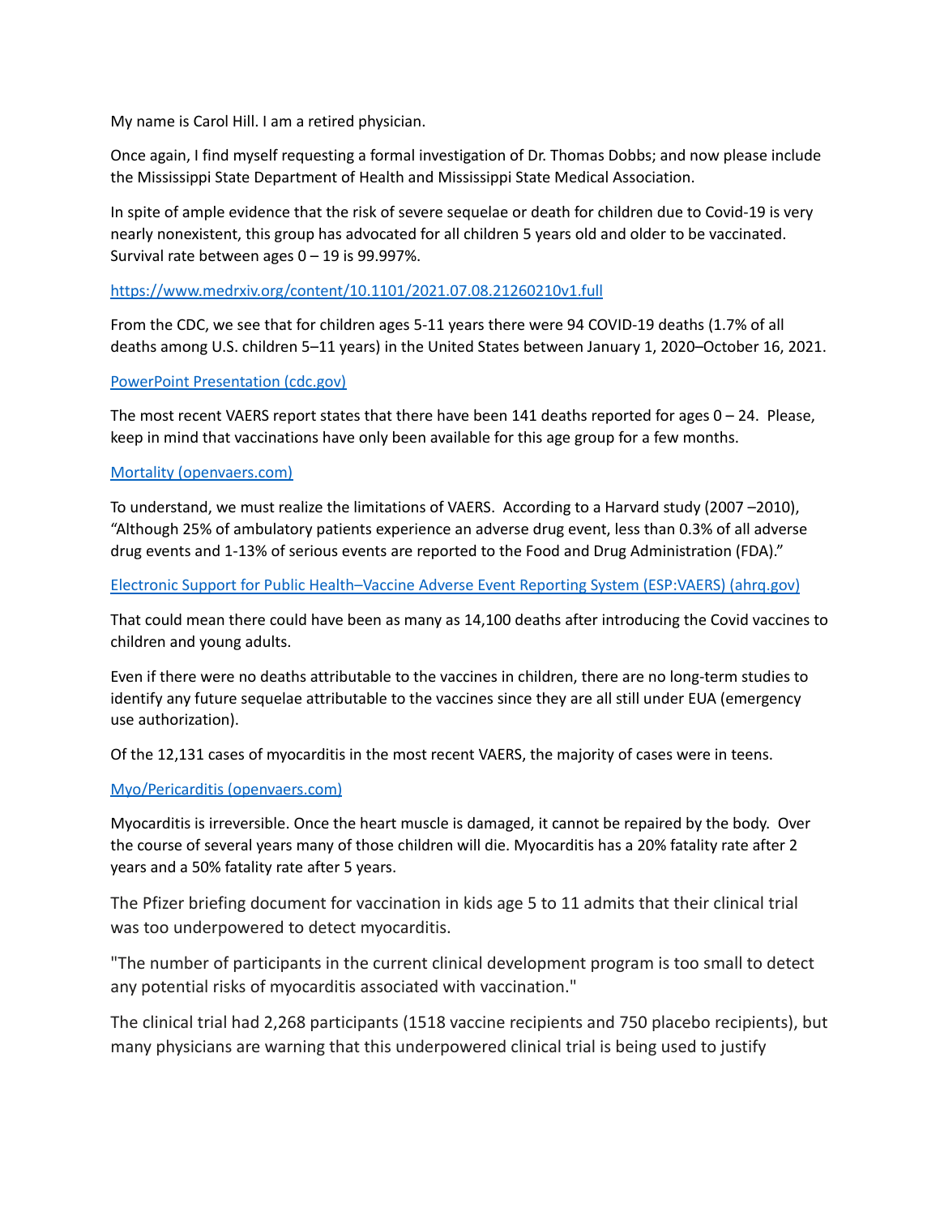My name is Carol Hill. I am a retired physician.

Once again, I find myself requesting a formal investigation of Dr. Thomas Dobbs; and now please include the Mississippi State Department of Health and Mississippi State Medical Association.

In spite of ample evidence that the risk of severe sequelae or death for children due to Covid-19 is very nearly nonexistent, this group has advocated for all children 5 years old and older to be vaccinated. Survival rate between ages 0 – 19 is 99.997%.

https://www.medrxiv.org/content/10.1101/2021.07.08.21260210v1.full

From the CDC, we see that for children ages 5-11 years there were 94 COVID-19 deaths (1.7% of all deaths among U.S. children 5–11 years) in the United States between January 1, 2020–October 16, 2021.

PowerPoint Presentation (cdc.gov)

The most recent VAERS report states that there have been 141 deaths reported for ages 0 – 24. Please, keep in mind that vaccinations have only been available for this age group for a few months.

Mortality (openvaers.com)

To understand, we must realize the limitations of VAERS. According to a Harvard study (2007 –2010), "Although 25% of ambulatory patients experience an adverse drug event, less than 0.3% of all adverse drug events and 1-13% of serious events are reported to the Food and Drug Administration (FDA)."

Electronic Support for Public Health–Vaccine Adverse Event Reporting System (ESP:VAERS) (ahrq.gov)

That could mean there could have been as many as 14,100 deaths after introducing the Covid vaccines to children and young adults.

Even if there were no deaths attributable to the vaccines in children, there are no long-term studies to identify any future sequelae attributable to the vaccines since they are all still under EUA (emergency use authorization).

Of the 12,131 cases of myocarditis in the most recent VAERS, the majority of cases were in teens.

Myo/Pericarditis (openvaers.com)

Myocarditis is irreversible. Once the heart muscle is damaged, it cannot be repaired by the body. Over the course of several years many of those children will die. Myocarditis has a 20% fatality rate after 2 years and a 50% fatality rate after 5 years.

The Pfizer briefing document for vaccination in kids age 5 to 11 admits that their clinical trial was too underpowered to detect myocarditis.

"The number of participants in the current clinical development program is too small to detect any potential risks of myocarditis associated with vaccination."

The clinical trial had 2,268 participants (1518 vaccine recipients and 750 placebo recipients), but many physicians are warning that this underpowered clinical trial is being used to justify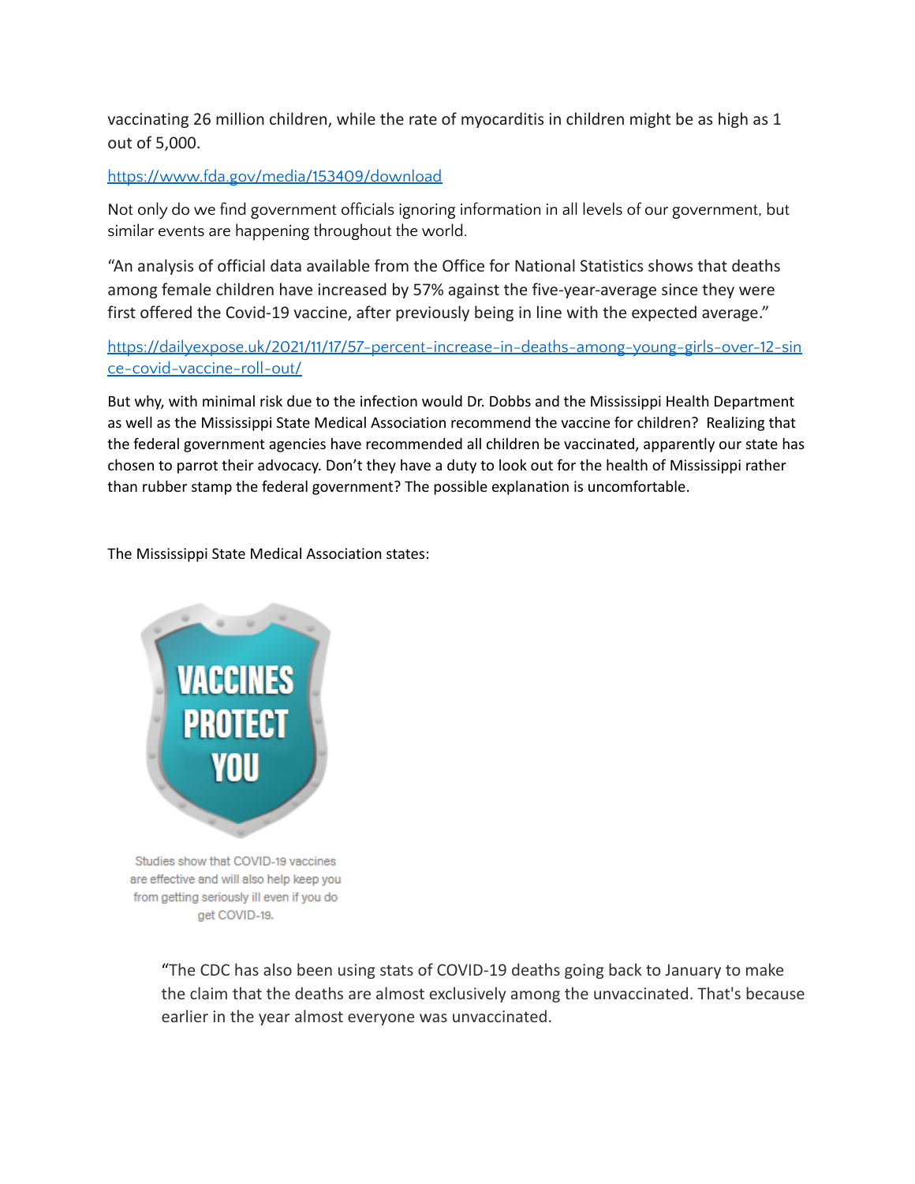vaccinating 26 million children, while the rate of myocarditis in children might be as high as 1 out of 5,000.

https://www.fda.gov/media/153409/download

Not only do we find government officials ignoring information in all levels of our government, but similar events are happening throughout the world.

"An analysis of official data available from the Office for National Statistics shows that deaths among female children have increased by 57% against the five-year-average since they were first offered the Covid-19 vaccine, after previously being in line with the expected average."

https://dailyexpose.uk/2021/11/17/57-percent-increase-in-deaths-among-young-girls-over-12-since-covid-vaccine-roll-out/

But why, with minimal risk due to the infection would Dr. Dobbs and the Mississippi Health Department as well as the Mississippi State Medical Association recommend the vaccine for children? Realizing that the federal government agencies have recommended all children be vaccinated, apparently our state has chosen to parrot their advocacy. Don't they have a duty to look out for the health of Mississippi rather than rubber stamp the federal government? The possible explanation is uncomfortable.

The Mississippi State Medical Association states:

VACCINES PROTECT YOU

Studies show that COVID-19 vaccines are effective and will also help keep you from getting seriously ill even if you do get COVID-19.

> "The CDC has also been using stats of COVID-19 deaths going back to January to make the claim that the deaths are almost exclusively among the unvaccinated. That's because earlier in the year almost everyone was unvaccinated.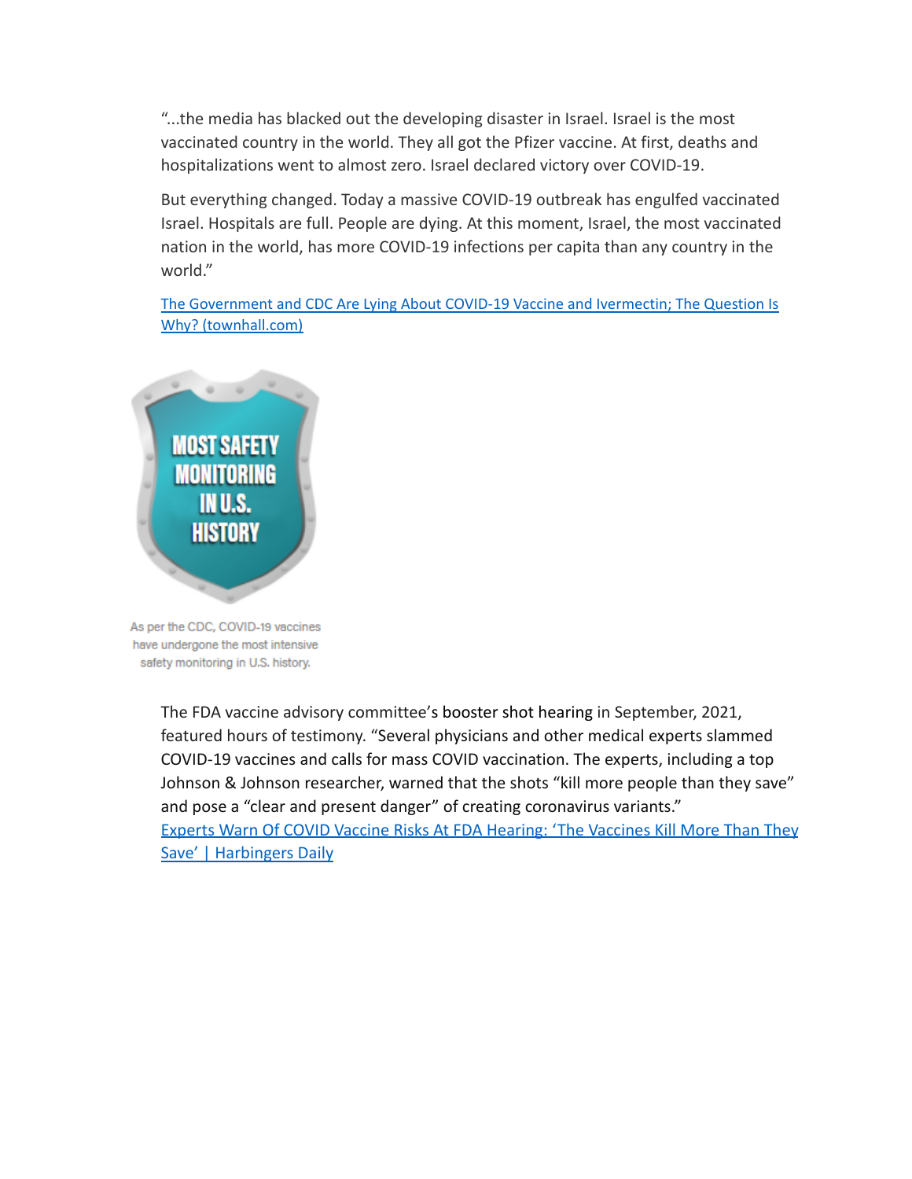"...the media has blacked out the developing disaster in Israel. Israel is the most vaccinated country in the world. They all got the Pfizer vaccine. At first, deaths and hospitalizations went to almost zero. Israel declared victory over COVID-19.

But everything changed. Today a massive COVID-19 outbreak has engulfed vaccinated Israel. Hospitals are full. People are dying. At this moment, Israel, the most vaccinated nation in the world, has more COVID-19 infections per capita than any country in the world."

[The Government and CDC Are Lying About COVID-19 Vaccine and Ivermectin; The Question Is Why? (townhall.com)]

MOST SAFETY MONITORING IN U.S. HISTORY

As per the CDC, COVID-19 vaccines have undergone the most intensive safety monitoring in U.S. history.

The FDA vaccine advisory committee's booster shot hearing in September, 2021, featured hours of testimony. "Several physicians and other medical experts slammed COVID-19 vaccines and calls for mass COVID vaccination. The experts, including a top Johnson & Johnson researcher, warned that the shots "kill more people than they save" and pose a "clear and present danger" of creating coronavirus variants."
[Experts Warn Of COVID Vaccine Risks At FDA Hearing: 'The Vaccines Kill More Than They Save' | Harbingers Daily]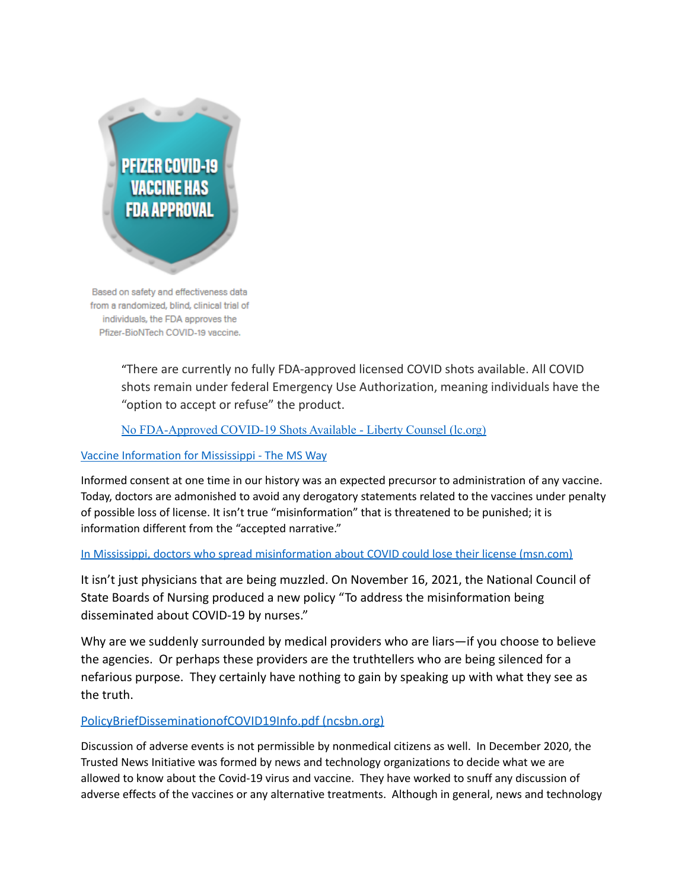PFIZER COVID-19 VACCINE HAS FDA APPROVAL

Based on safety and effectiveness data from a randomized, blind, clinical trial of individuals, the FDA approves the Pfizer-BioNTech COVID-19 vaccine.

> "There are currently no fully FDA-approved licensed COVID shots available. All COVID shots remain under federal Emergency Use Authorization, meaning individuals have the "option to accept or refuse" the product.
>
> No FDA-Approved COVID-19 Shots Available - Liberty Counsel (lc.org)

Vaccine Information for Mississippi - The MS Way

Informed consent at one time in our history was an expected precursor to administration of any vaccine. Today, doctors are admonished to avoid any derogatory statements related to the vaccines under penalty of possible loss of license. It isn't true "misinformation" that is threatened to be punished; it is information different from the "accepted narrative."

In Mississippi, doctors who spread misinformation about COVID could lose their license (msn.com)

It isn't just physicians that are being muzzled. On November 16, 2021, the National Council of State Boards of Nursing produced a new policy "To address the misinformation being disseminated about COVID-19 by nurses."

Why are we suddenly surrounded by medical providers who are liars—if you choose to believe the agencies. Or perhaps these providers are the truthtellers who are being silenced for a nefarious purpose. They certainly have nothing to gain by speaking up with what they see as the truth.

PolicyBriefDisseminationofCOVID19Info.pdf (ncsbn.org)

Discussion of adverse events is not permissible by nonmedical citizens as well. In December 2020, the Trusted News Initiative was formed by news and technology organizations to decide what we are allowed to know about the Covid-19 virus and vaccine. They have worked to snuff any discussion of adverse effects of the vaccines or any alternative treatments. Although in general, news and technology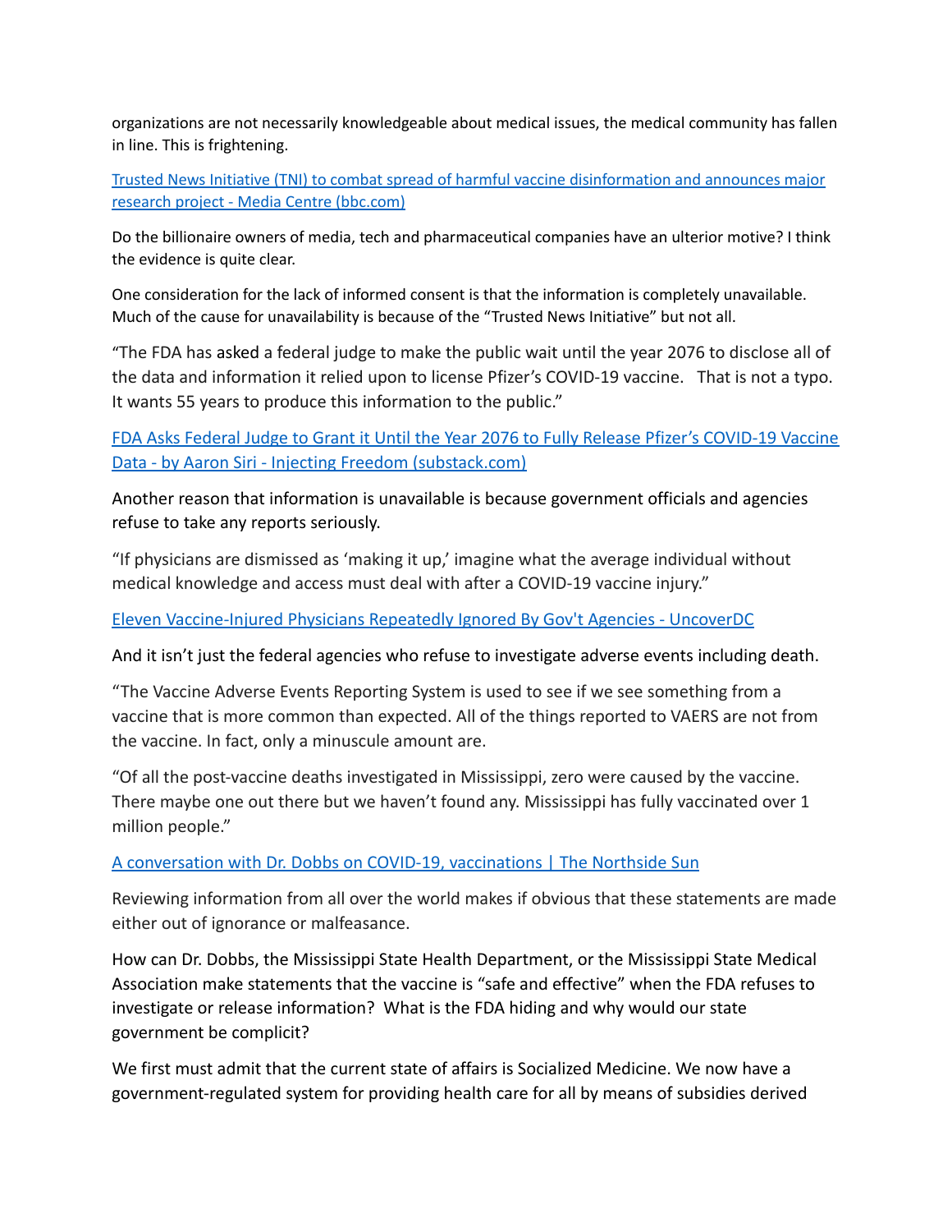organizations are not necessarily knowledgeable about medical issues, the medical community has fallen in line. This is frightening.

[Trusted News Initiative (TNI) to combat spread of harmful vaccine disinformation and announces major research project - Media Centre (bbc.com)]

Do the billionaire owners of media, tech and pharmaceutical companies have an ulterior motive? I think the evidence is quite clear.

One consideration for the lack of informed consent is that the information is completely unavailable. Much of the cause for unavailability is because of the "Trusted News Initiative" but not all.

"The FDA has asked a federal judge to make the public wait until the year 2076 to disclose all of the data and information it relied upon to license Pfizer's COVID-19 vaccine. That is not a typo. It wants 55 years to produce this information to the public."

[FDA Asks Federal Judge to Grant it Until the Year 2076 to Fully Release Pfizer's COVID-19 Vaccine Data - by Aaron Siri - Injecting Freedom (substack.com)]

Another reason that information is unavailable is because government officials and agencies refuse to take any reports seriously.

"If physicians are dismissed as 'making it up,' imagine what the average individual without medical knowledge and access must deal with after a COVID-19 vaccine injury."

[Eleven Vaccine-Injured Physicians Repeatedly Ignored By Gov't Agencies - UncoverDC]

And it isn't just the federal agencies who refuse to investigate adverse events including death.

"The Vaccine Adverse Events Reporting System is used to see if we see something from a vaccine that is more common than expected. All of the things reported to VAERS are not from the vaccine. In fact, only a minuscule amount are.

"Of all the post-vaccine deaths investigated in Mississippi, zero were caused by the vaccine. There maybe one out there but we haven't found any. Mississippi has fully vaccinated over 1 million people."

[A conversation with Dr. Dobbs on COVID-19, vaccinations | The Northside Sun]

Reviewing information from all over the world makes if obvious that these statements are made either out of ignorance or malfeasance.

How can Dr. Dobbs, the Mississippi State Health Department, or the Mississippi State Medical Association make statements that the vaccine is "safe and effective" when the FDA refuses to investigate or release information? What is the FDA hiding and why would our state government be complicit?

We first must admit that the current state of affairs is Socialized Medicine. We now have a government-regulated system for providing health care for all by means of subsidies derived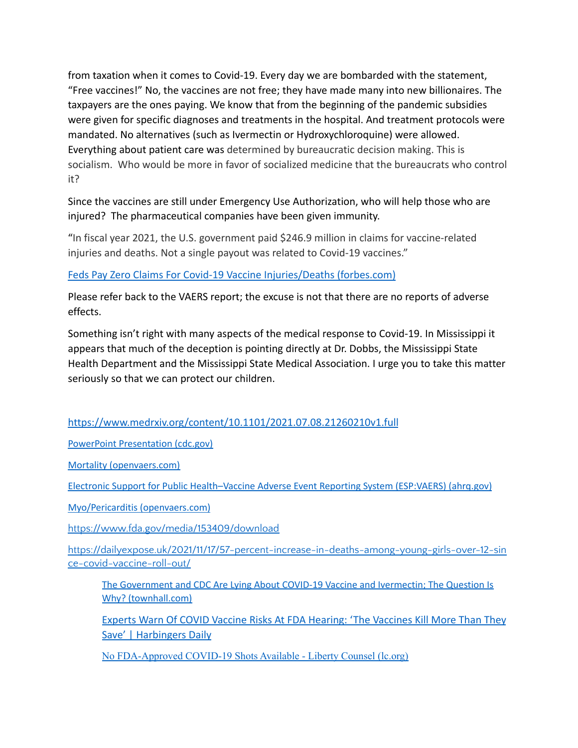from taxation when it comes to Covid-19. Every day we are bombarded with the statement, “Free vaccines!” No, the vaccines are not free; they have made many into new billionaires. The taxpayers are the ones paying. We know that from the beginning of the pandemic subsidies were given for specific diagnoses and treatments in the hospital. And treatment protocols were mandated. No alternatives (such as Ivermectin or Hydroxychloroquine) were allowed. Everything about patient care was determined by bureaucratic decision making. This is socialism. Who would be more in favor of socialized medicine that the bureaucrats who control it?

Since the vaccines are still under Emergency Use Authorization, who will help those who are injured? The pharmaceutical companies have been given immunity.

“In fiscal year 2021, the U.S. government paid $246.9 million in claims for vaccine-related injuries and deaths. Not a single payout was related to Covid-19 vaccines.”

[Feds Pay Zero Claims For Covid-19 Vaccine Injuries/Deaths (forbes.com)]

Please refer back to the VAERS report; the excuse is not that there are no reports of adverse effects.

Something isn’t right with many aspects of the medical response to Covid-19. In Mississippi it appears that much of the deception is pointing directly at Dr. Dobbs, the Mississippi State Health Department and the Mississippi State Medical Association. I urge you to take this matter seriously so that we can protect our children.

https://www.medrxiv.org/content/10.1101/2021.07.08.21260210v1.full

PowerPoint Presentation (cdc.gov)

Mortality (openvaers.com)

Electronic Support for Public Health–Vaccine Adverse Event Reporting System (ESP:VAERS) (ahrq.gov)

Myo/Pericarditis (openvaers.com)

https://www.fda.gov/media/153409/download

https://dailyexpose.uk/2021/11/17/57-percent-increase-in-deaths-among-young-girls-over-12-since-covid-vaccine-roll-out/

- The Government and CDC Are Lying About COVID-19 Vaccine and Ivermectin; The Question Is Why? (townhall.com)
- Experts Warn Of COVID Vaccine Risks At FDA Hearing: ‘The Vaccines Kill More Than They Save’ | Harbingers Daily
- No FDA-Approved COVID-19 Shots Available - Liberty Counsel (lc.org)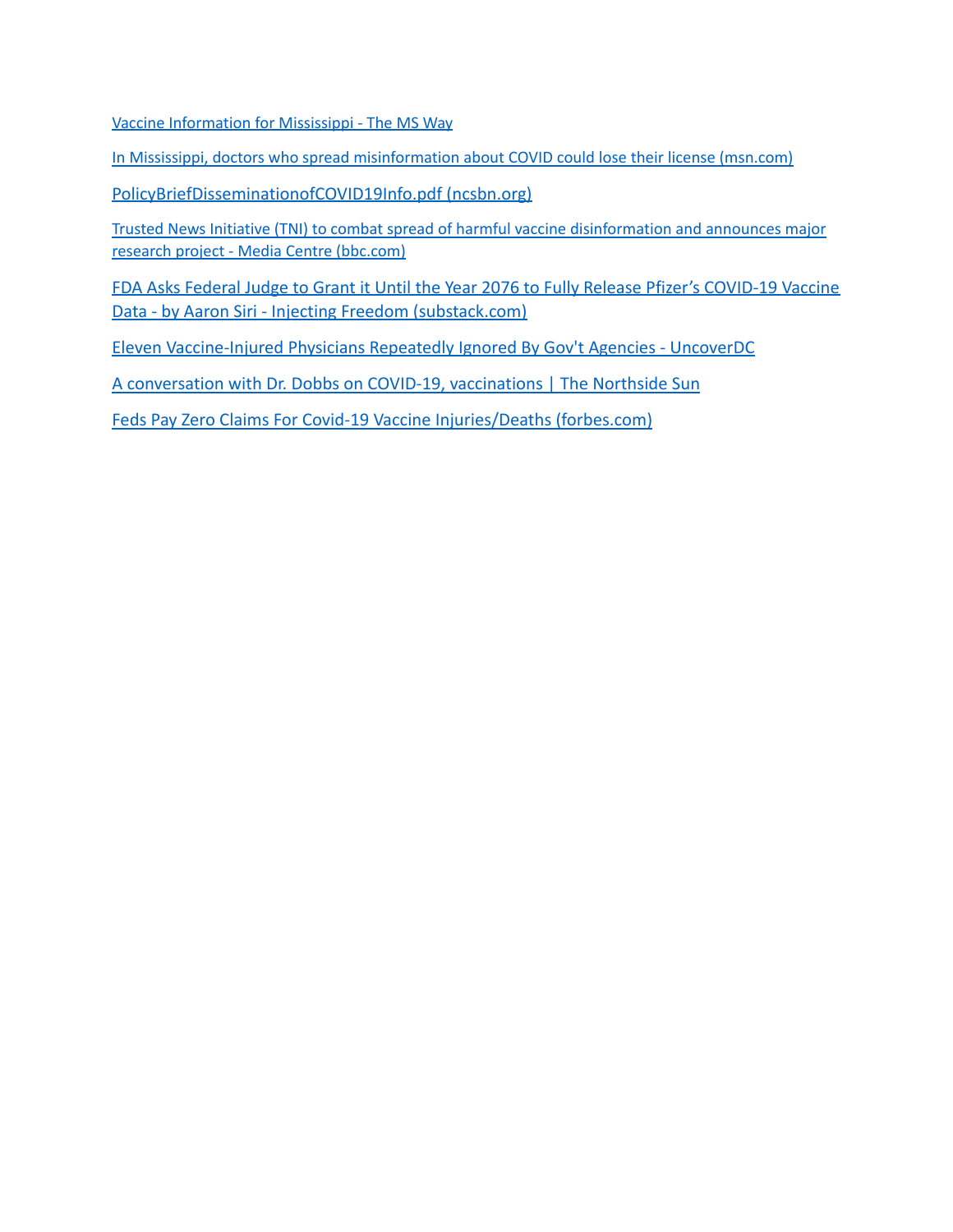[Vaccine Information for Mississippi - The MS Way]

[In Mississippi, doctors who spread misinformation about COVID could lose their license (msn.com)]

[PolicyBriefDisseminationofCOVID19Info.pdf (ncsbn.org)]

[Trusted News Initiative (TNI) to combat spread of harmful vaccine disinformation and announces major research project - Media Centre (bbc.com)]

[FDA Asks Federal Judge to Grant it Until the Year 2076 to Fully Release Pfizer's COVID-19 Vaccine Data - by Aaron Siri - Injecting Freedom (substack.com)]

[Eleven Vaccine-Injured Physicians Repeatedly Ignored By Gov't Agencies - UncoverDC]

[A conversation with Dr. Dobbs on COVID-19, vaccinations | The Northside Sun]

[Feds Pay Zero Claims For Covid-19 Vaccine Injuries/Deaths (forbes.com)]